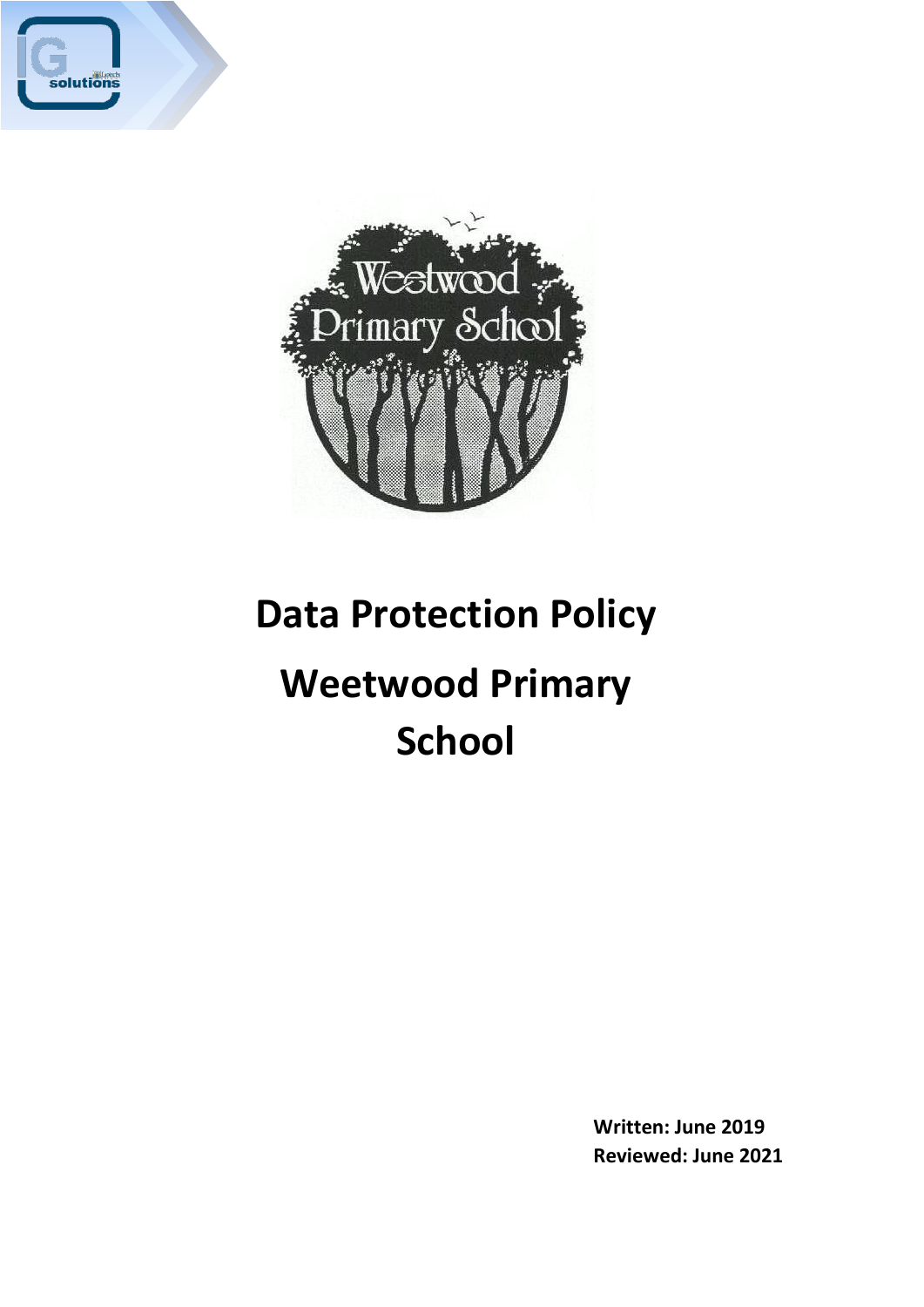# Data Protection Policy

# Weetwood Primary School

**Written: June 2019**
**Reviewed: June 2021**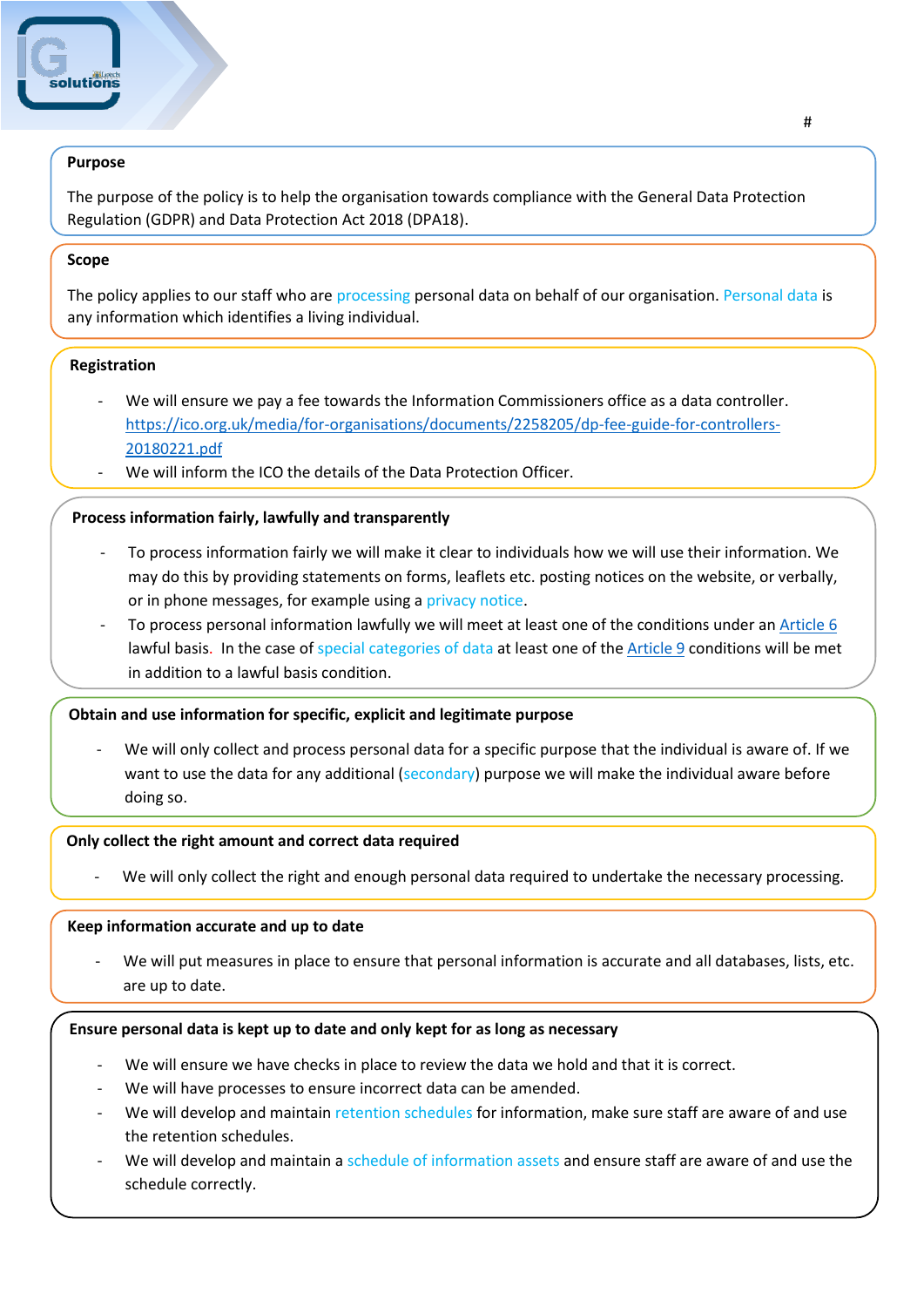## Purpose

The purpose of the policy is to help the organisation towards compliance with the General Data Protection Regulation (GDPR) and Data Protection Act 2018 (DPA18).

## Scope

The policy applies to our staff who are processing personal data on behalf of our organisation. Personal data is any information which identifies a living individual.

## Registration

- We will ensure we pay a fee towards the Information Commissioners office as a data controller. https://ico.org.uk/media/for-organisations/documents/2258205/dp-fee-guide-for-controllers-20180221.pdf
- We will inform the ICO the details of the Data Protection Officer.

## Process information fairly, lawfully and transparently

- To process information fairly we will make it clear to individuals how we will use their information. We may do this by providing statements on forms, leaflets etc. posting notices on the website, or verbally, or in phone messages, for example using a privacy notice.
- To process personal information lawfully we will meet at least one of the conditions under an Article 6 lawful basis. In the case of special categories of data at least one of the Article 9 conditions will be met in addition to a lawful basis condition.

## Obtain and use information for specific, explicit and legitimate purpose

- We will only collect and process personal data for a specific purpose that the individual is aware of. If we want to use the data for any additional (secondary) purpose we will make the individual aware before doing so.

## Only collect the right amount and correct data required

- We will only collect the right and enough personal data required to undertake the necessary processing.

## Keep information accurate and up to date

- We will put measures in place to ensure that personal information is accurate and all databases, lists, etc. are up to date.

## Ensure personal data is kept up to date and only kept for as long as necessary

- We will ensure we have checks in place to review the data we hold and that it is correct.
- We will have processes to ensure incorrect data can be amended.
- We will develop and maintain retention schedules for information, make sure staff are aware of and use the retention schedules.
- We will develop and maintain a schedule of information assets and ensure staff are aware of and use the schedule correctly.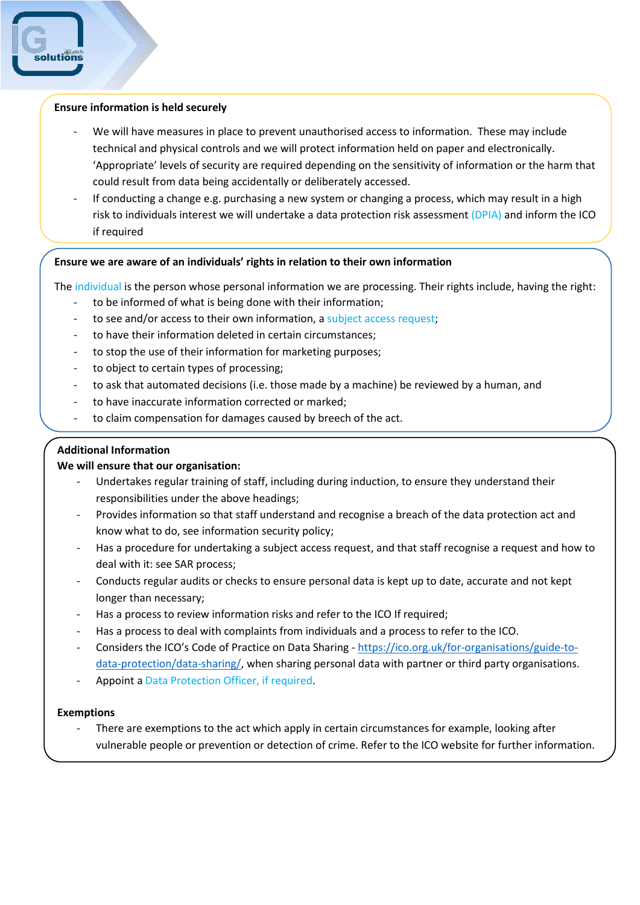**Ensure information is held securely**

- We will have measures in place to prevent unauthorised access to information. These may include technical and physical controls and we will protect information held on paper and electronically. 'Appropriate' levels of security are required depending on the sensitivity of information or the harm that could result from data being accidentally or deliberately accessed.
- If conducting a change e.g. purchasing a new system or changing a process, which may result in a high risk to individuals interest we will undertake a data protection risk assessment (DPIA) and inform the ICO if required

**Ensure we are aware of an individuals' rights in relation to their own information**

The individual is the person whose personal information we are processing. Their rights include, having the right:

- to be informed of what is being done with their information;
- to see and/or access to their own information, a subject access request;
- to have their information deleted in certain circumstances;
- to stop the use of their information for marketing purposes;
- to object to certain types of processing;
- to ask that automated decisions (i.e. those made by a machine) be reviewed by a human, and
- to have inaccurate information corrected or marked;
- to claim compensation for damages caused by breech of the act.

**Additional Information**

**We will ensure that our organisation:**

- Undertakes regular training of staff, including during induction, to ensure they understand their responsibilities under the above headings;
- Provides information so that staff understand and recognise a breach of the data protection act and know what to do, see information security policy;
- Has a procedure for undertaking a subject access request, and that staff recognise a request and how to deal with it: see SAR process;
- Conducts regular audits or checks to ensure personal data is kept up to date, accurate and not kept longer than necessary;
- Has a process to review information risks and refer to the ICO If required;
- Has a process to deal with complaints from individuals and a process to refer to the ICO.
- Considers the ICO's Code of Practice on Data Sharing - https://ico.org.uk/for-organisations/guide-to-data-protection/data-sharing/, when sharing personal data with partner or third party organisations.
- Appoint a Data Protection Officer, if required.

**Exemptions**

- There are exemptions to the act which apply in certain circumstances for example, looking after vulnerable people or prevention or detection of crime. Refer to the ICO website for further information.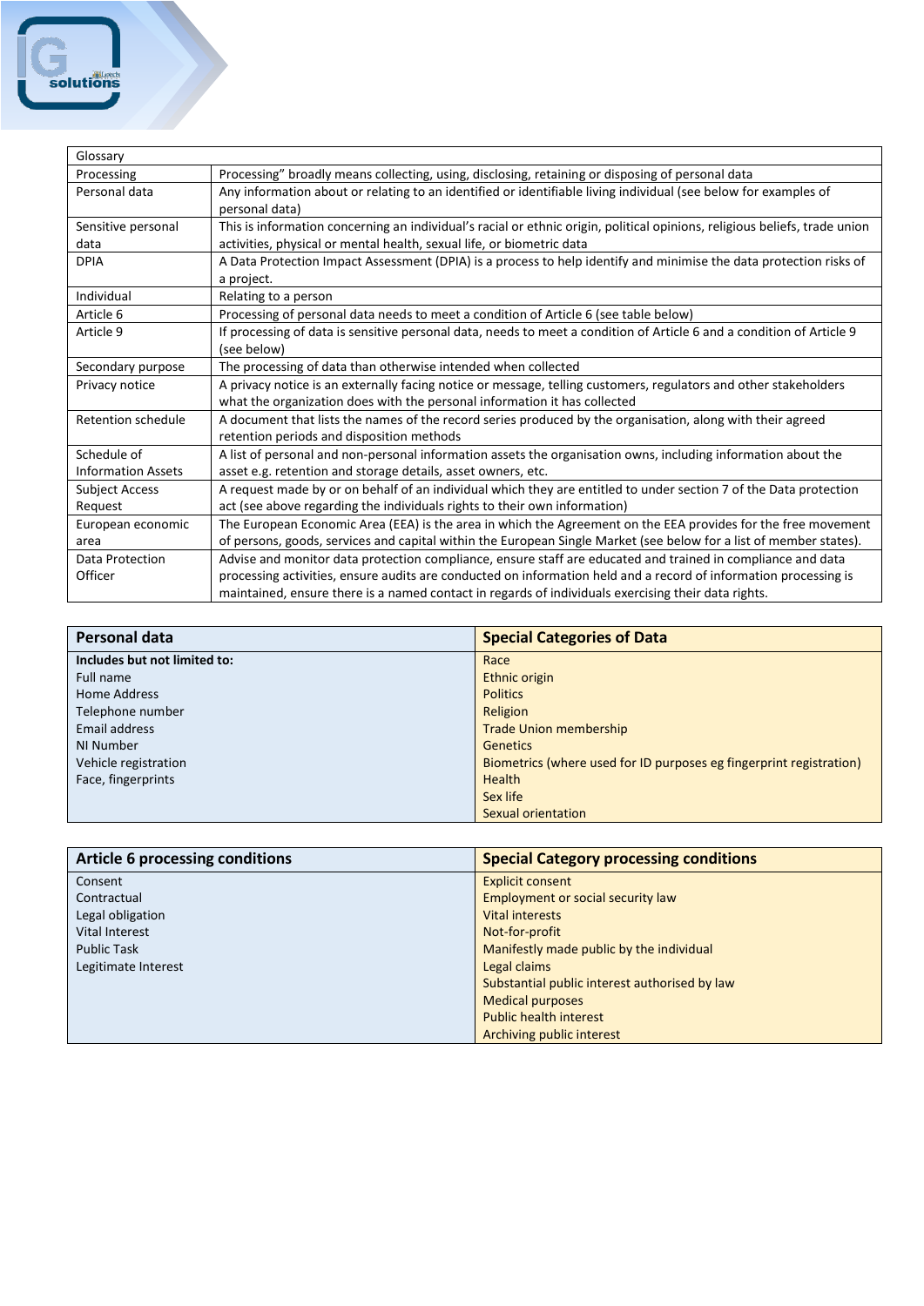| Glossary | |
|---|---|
| Processing | Processing" broadly means collecting, using, disclosing, retaining or disposing of personal data |
| Personal data | Any information about or relating to an identified or identifiable living individual (see below for examples of personal data) |
| Sensitive personal data | This is information concerning an individual's racial or ethnic origin, political opinions, religious beliefs, trade union activities, physical or mental health, sexual life, or biometric data |
| DPIA | A Data Protection Impact Assessment (DPIA) is a process to help identify and minimise the data protection risks of a project. |
| Individual | Relating to a person |
| Article 6 | Processing of personal data needs to meet a condition of Article 6 (see table below) |
| Article 9 | If processing of data is sensitive personal data, needs to meet a condition of Article 6 and a condition of Article 9 (see below) |
| Secondary purpose | The processing of data than otherwise intended when collected |
| Privacy notice | A privacy notice is an externally facing notice or message, telling customers, regulators and other stakeholders what the organization does with the personal information it has collected |
| Retention schedule | A document that lists the names of the record series produced by the organisation, along with their agreed retention periods and disposition methods |
| Schedule of Information Assets | A list of personal and non-personal information assets the organisation owns, including information about the asset e.g. retention and storage details, asset owners, etc. |
| Subject Access Request | A request made by or on behalf of an individual which they are entitled to under section 7 of the Data protection act (see above regarding the individuals rights to their own information) |
| European economic area | The European Economic Area (EEA) is the area in which the Agreement on the EEA provides for the free movement of persons, goods, services and capital within the European Single Market (see below for a list of member states). |
| Data Protection Officer | Advise and monitor data protection compliance, ensure staff are educated and trained in compliance and data processing activities, ensure audits are conducted on information held and a record of information processing is maintained, ensure there is a named contact in regards of individuals exercising their data rights. |

| Personal data | Special Categories of Data |
|---|---|
| **Includes but not limited to:** | Race |
| Full name | Ethnic origin |
| Home Address | Politics |
| Telephone number | Religion |
| Email address | Trade Union membership |
| NI Number | Genetics |
| Vehicle registration | Biometrics (where used for ID purposes eg fingerprint registration) |
| Face, fingerprints | Health |
| | Sex life |
| | Sexual orientation |

| Article 6 processing conditions | Special Category processing conditions |
|---|---|
| Consent | Explicit consent |
| Contractual | Employment or social security law |
| Legal obligation | Vital interests |
| Vital Interest | Not-for-profit |
| Public Task | Manifestly made public by the individual |
| Legitimate Interest | Legal claims |
| | Substantial public interest authorised by law |
| | Medical purposes |
| | Public health interest |
| | Archiving public interest |